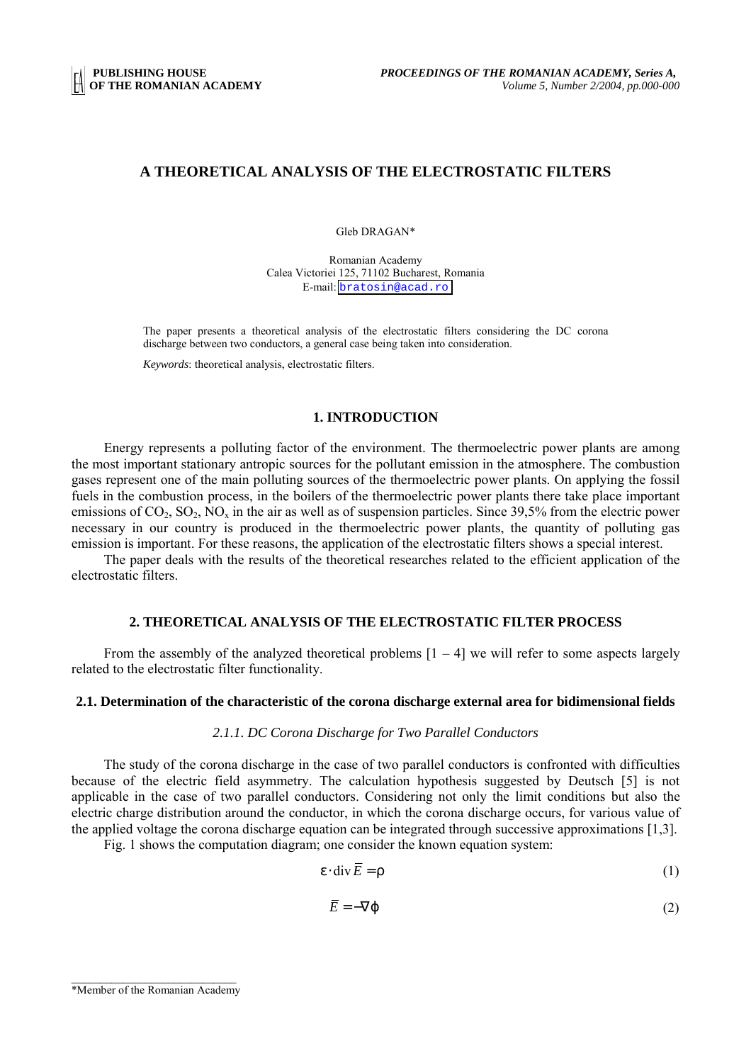# A THEORETICAL ANALYSIS OF THE ELECTROSTATIC FILTERS

Gleb DRAGAN*

Romanian Academy
Calea Victoriei 125, 71102 Bucharest, Romania
E-mail: bratosin@acad.ro

The paper presents a theoretical analysis of the electrostatic filters considering the DC corona discharge between two conductors, a general case being taken into consideration.

*Keywords*: theoretical analysis, electrostatic filters.

## 1. INTRODUCTION

Energy represents a polluting factor of the environment. The thermoelectric power plants are among the most important stationary antropic sources for the pollutant emission in the atmosphere. The combustion gases represent one of the main polluting sources of the thermoelectric power plants. On applying the fossil fuels in the combustion process, in the boilers of the thermoelectric power plants there take place important emissions of $CO_2$, $SO_2$, $NO_x$ in the air as well as of suspension particles. Since 39,5% from the electric power necessary in our country is produced in the thermoelectric power plants, the quantity of polluting gas emission is important. For these reasons, the application of the electrostatic filters shows a special interest.

The paper deals with the results of the theoretical researches related to the efficient application of the electrostatic filters.

## 2. THEORETICAL ANALYSIS OF THE ELECTROSTATIC FILTER PROCESS

From the assembly of the analyzed theoretical problems [1 – 4] we will refer to some aspects largely related to the electrostatic filter functionality.

### 2.1. Determination of the characteristic of the corona discharge external area for bidimensional fields

#### *2.1.1. DC Corona Discharge for Two Parallel Conductors*

The study of the corona discharge in the case of two parallel conductors is confronted with difficulties because of the electric field asymmetry. The calculation hypothesis suggested by Deutsch [5] is not applicable in the case of two parallel conductors. Considering not only the limit conditions but also the electric charge distribution around the conductor, in which the corona discharge occurs, for various value of the applied voltage the corona discharge equation can be integrated through successive approximations [1,3].

Fig. 1 shows the computation diagram; one consider the known equation system:

$$\varepsilon \cdot \operatorname{div} \overline{E} = \rho \tag{1}$$

$$\overline{E} = -\nabla \varphi \tag{2}$$

*Member of the Romanian Academy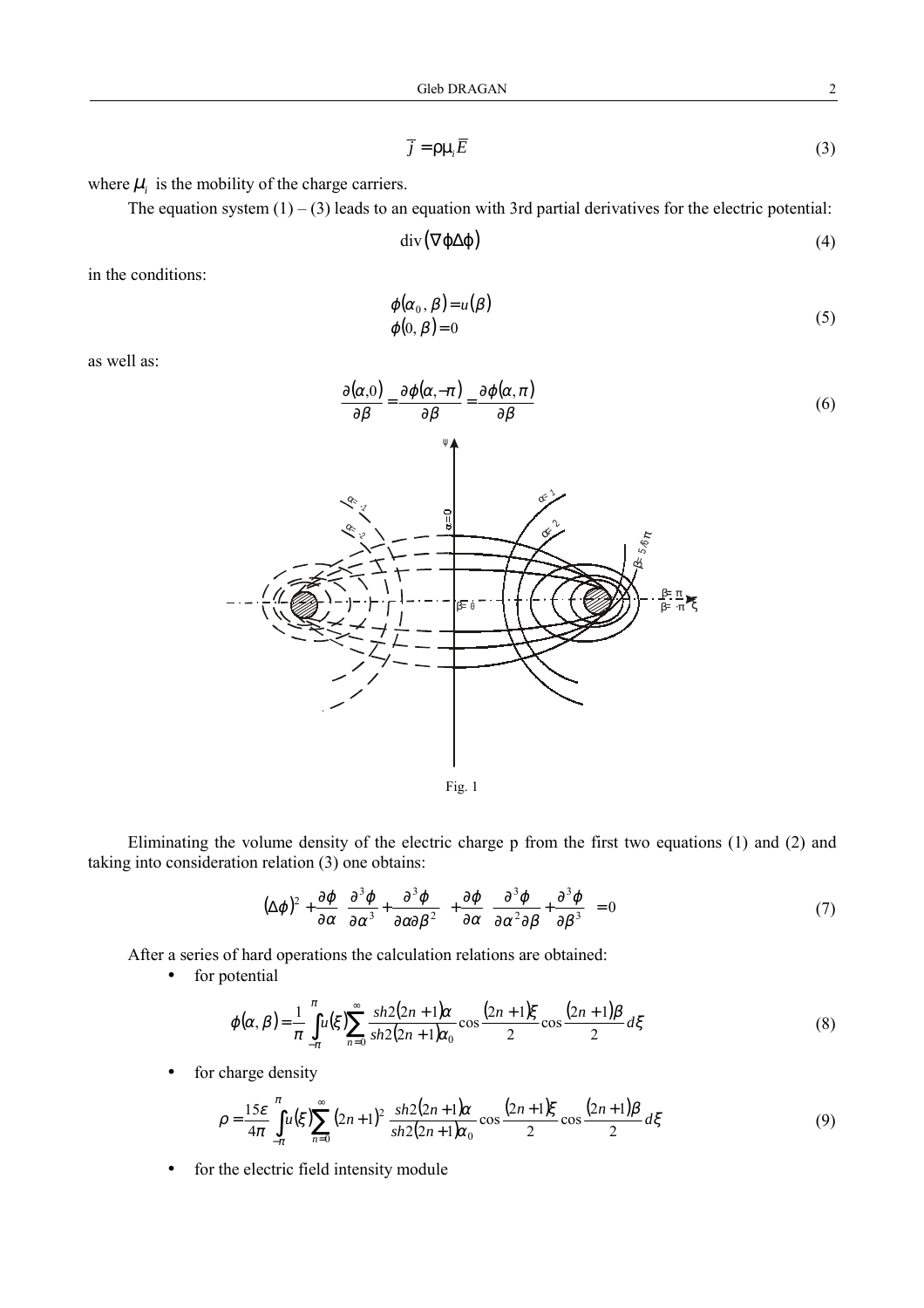$$\overline{j} = \rho\mu_i \overline{E} \tag{3}$$

where $\mu_i$ is the mobility of the charge carriers.

The equation system (1) – (3) leads to an equation with 3rd partial derivatives for the electric potential:

$$\mathrm{div}(\nabla\varphi\Delta\varphi) \tag{4}$$

in the conditions:

$$\begin{aligned} \phi(\alpha_0, \beta) &= u(\beta) \\ \phi(0, \beta) &= 0 \end{aligned} \tag{5}$$

as well as:

$$\frac{\partial(\alpha,0)}{\partial\beta} = \frac{\partial\phi(\alpha,-\pi)}{\partial\beta} = \frac{\partial\phi(\alpha,\pi)}{\partial\beta} \tag{6}$$

Fig. 1

Eliminating the volume density of the electric charge ρ from the first two equations (1) and (2) and taking into consideration relation (3) one obtains:

$$(\Delta\phi)^2 + \frac{\partial\phi}{\partial\alpha}\left(\frac{\partial^3\phi}{\partial\alpha^3} + \frac{\partial^3\phi}{\partial\alpha\partial\beta^2}\right) + \frac{\partial\phi}{\partial\alpha}\left(\frac{\partial^3\phi}{\partial\alpha^2\partial\beta} + \frac{\partial^3\phi}{\partial\beta^3}\right) = 0 \tag{7}$$

After a series of hard operations the calculation relations are obtained:

- for potential

$$\phi(\alpha,\beta) = \frac{1}{\pi}\int_{-\pi}^{\pi} u(\xi) \sum_{n=0}^{\infty} \frac{sh2(2n+1)\alpha}{sh2(2n+1)\alpha_0} \cos\frac{(2n+1)\xi}{2} \cos\frac{(2n+1)\beta}{2} d\xi \tag{8}$$

- for charge density

$$\rho = \frac{15\varepsilon}{4\pi}\int_{-\pi}^{\pi} u(\xi) \sum_{n=0}^{\infty} (2n+1)^2 \frac{sh2(2n+1)\alpha}{sh2(2n+1)\alpha_0} \cos\frac{(2n+1)\xi}{2} \cos\frac{(2n+1)\beta}{2} d\xi \tag{9}$$

- for the electric field intensity module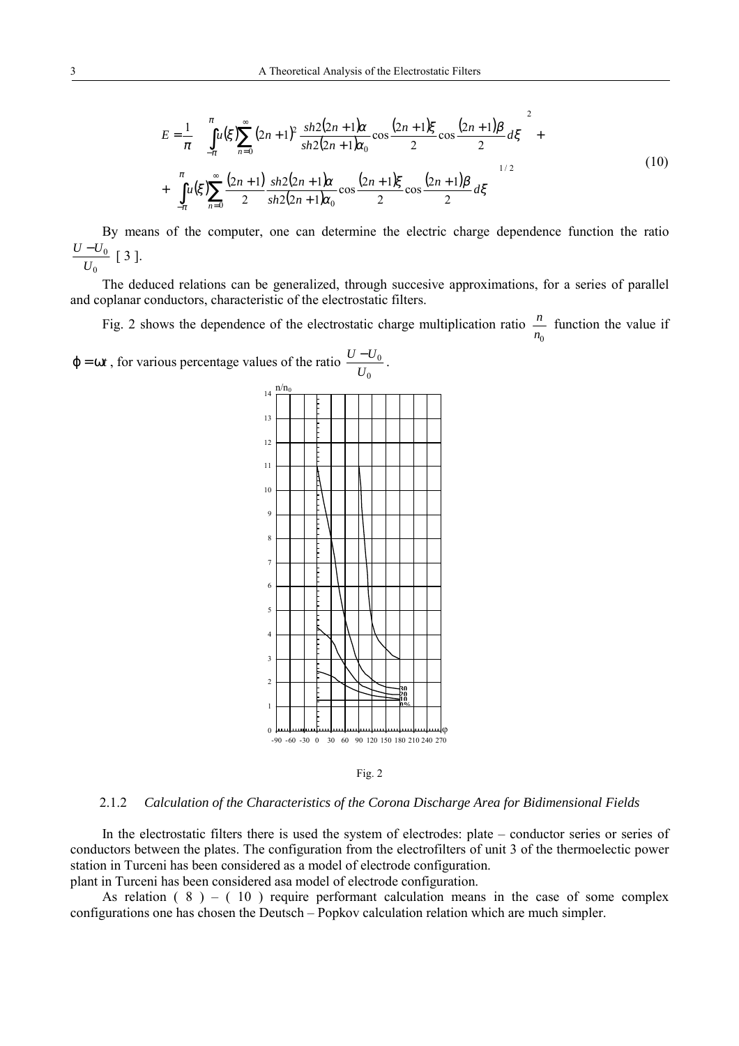$$E = \frac{1}{\pi}\left[\left(\int_{-\pi}^{\pi} u(\xi)\sum_{n=0}^{\infty}(2n+1)^2\frac{sh2(2n+1)\alpha}{sh2(2n+1)\alpha_0}\cos\frac{(2n+1)\xi}{2}\cos\frac{(2n+1)\beta}{2}d\xi\right)^2 + \right.$$
$$\left. + \left(\int_{-\pi}^{\pi} u(\xi)\sum_{n=0}^{\infty}\frac{(2n+1)}{2}\frac{sh2(2n+1)\alpha}{sh2(2n+1)\alpha_0}\cos\frac{(2n+1)\xi}{2}\cos\frac{(2n+1)\beta}{2}d\xi\right)\right]^{1/2} \tag{10}$$

By means of the computer, one can determine the electric charge dependence function the ratio $\frac{U-U_0}{U_0}$ [ 3 ].

The deduced relations can be generalized, through succesive approximations, for a series of parallel and coplanar conductors, characteristic of the electrostatic filters.

Fig. 2 shows the dependence of the electrostatic charge multiplication ratio $\frac{n}{n_0}$ function the value if $\varphi = \omega t$, for various percentage values of the ratio $\frac{U-U_0}{U_0}$.

Fig. 2

#### 2.1.2 *Calculation of the Characteristics of the Corona Discharge Area for Bidimensional Fields*

In the electrostatic filters there is used the system of electrodes: plate – conductor series or series of conductors between the plates. The configuration from the electrofilters of unit 3 of the thermoelectic power station in Turceni has been considered as a model of electrode configuration.
plant in Turceni has been considered asa model of electrode configuration.

As relation ( 8 ) – ( 10 ) require performant calculation means in the case of some complex configurations one has chosen the Deutsch – Popkov calculation relation which are much simpler.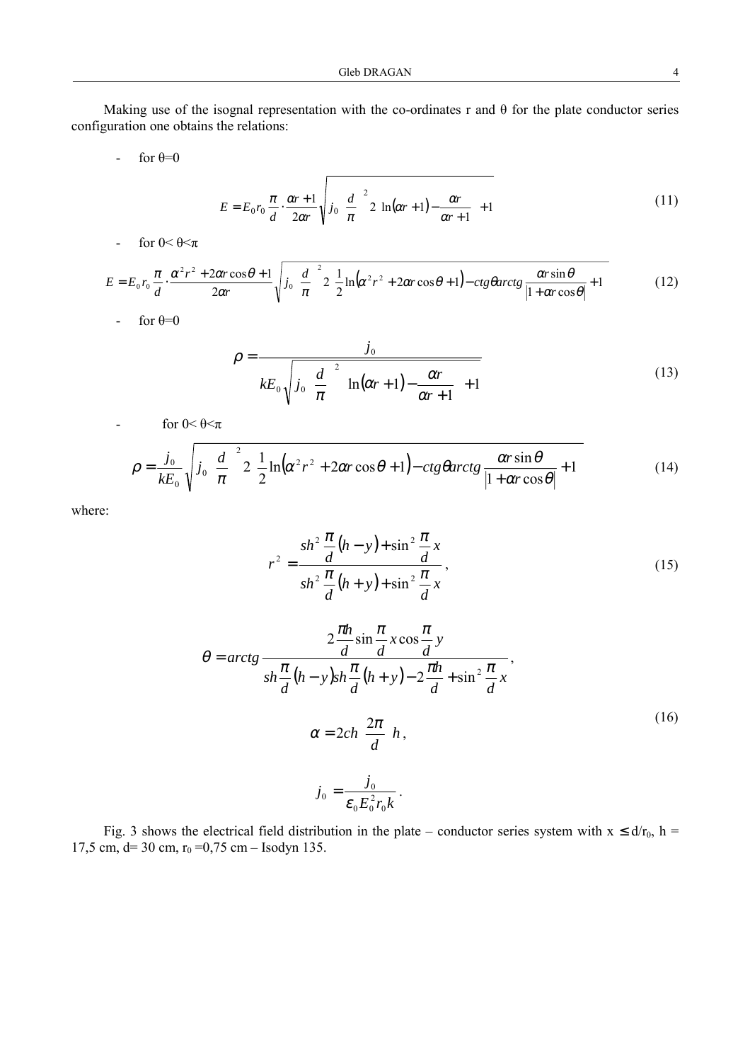Making use of the isognal representation with the co-ordinates r and θ for the plate conductor series configuration one obtains the relations:

- for θ=0

$$E = E_0 r_0 \frac{\pi}{d} \cdot \frac{\alpha r + 1}{2\alpha r} \sqrt{j_0 \left(\frac{d}{\pi}\right)^2 2\left[\ln(\alpha r + 1) - \frac{\alpha r}{\alpha r + 1}\right] + 1} \tag{11}$$

- for 0< θ<π

$$E = E_0 r_0 \frac{\pi}{d} \cdot \frac{\alpha^2 r^2 + 2\alpha r \cos\theta + 1}{2\alpha r} \sqrt{j_0 \left(\frac{d}{\pi}\right)^2 2\left[\frac{1}{2}\ln\left(\alpha^2 r^2 + 2\alpha r \cos\theta + 1\right) - ctg\theta\, arctg \frac{\alpha r \sin\theta}{\left|1 + \alpha r \cos\theta\right|}\right] + 1} \tag{12}$$

- for θ=0

$$\rho = \frac{j_0}{kE_0 \sqrt{j_0 \left(\frac{d}{\pi}\right)^2 \left[\ln(\alpha r + 1) - \frac{\alpha r}{\alpha r + 1}\right] + 1}} \tag{13}$$

- for 0< θ<π

$$\rho = \frac{j_0}{kE_0} \sqrt{j_0 \left(\frac{d}{\pi}\right)^2 2\left[\frac{1}{2}\ln\left(\alpha^2 r^2 + 2\alpha r \cos\theta + 1\right) - ctg\theta\, arctg \frac{\alpha r \sin\theta}{\left|1 + \alpha r \cos\theta\right|}\right] + 1} \tag{14}$$

where:

$$r^2 = \frac{sh^2 \frac{\pi}{d}(h - y) + \sin^2 \frac{\pi}{d} x}{sh^2 \frac{\pi}{d}(h + y) + \sin^2 \frac{\pi}{d} x}, \tag{15}$$

$$\theta = arctg \frac{2\frac{\pi h}{d} \sin\frac{\pi}{d} x \cos\frac{\pi}{d} y}{sh\frac{\pi}{d}(h - y) sh\frac{\pi}{d}(h + y) - 2\frac{\pi h}{d} + \sin^2 \frac{\pi}{d} x},$$

$$\alpha = 2ch\left(\frac{2\pi}{d}\right)h, \tag{16}$$

$$j_0 = \frac{j_0}{\varepsilon_0 E_0^2 r_0 k}.$$

Fig. 3 shows the electrical field distribution in the plate – conductor series system with $x \leq d/r_0$, h = 17,5 cm, d= 30 cm, $r_0$ =0,75 cm – Isodyn 135.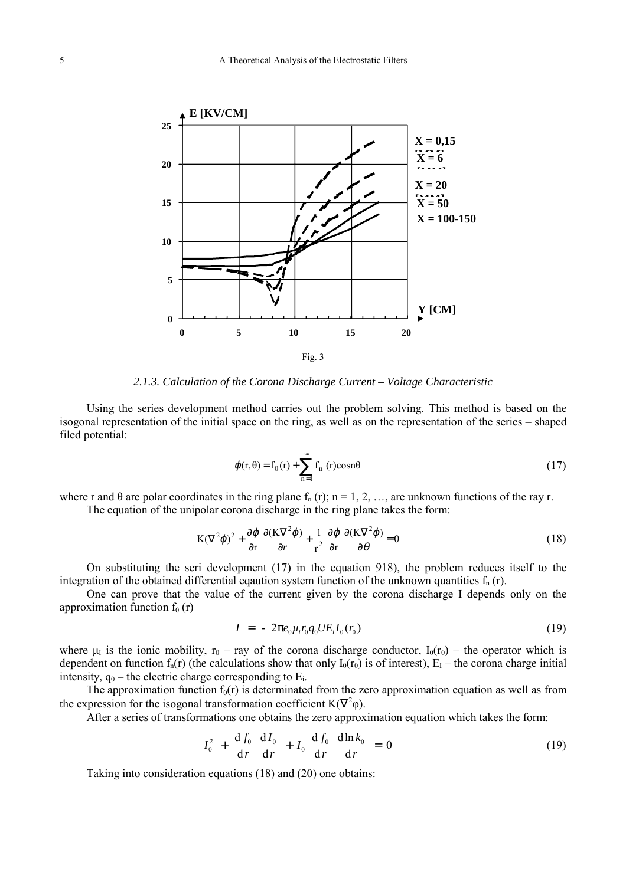Fig. 3

*2.1.3. Calculation of the Corona Discharge Current – Voltage Characteristic*

Using the series development method carries out the problem solving. This method is based on the isogonal representation of the initial space on the ring, as well as on the representation of the series – shaped filed potential:

$$\varphi(\mathrm{r},\theta) = \mathrm{f}_0(\mathrm{r}) + \sum_{\mathrm{n}=1}^{\infty} \mathrm{f}_{\mathrm{n}}(\mathrm{r})\cos\mathrm{n}\theta \tag{17}$$

where r and θ are polar coordinates in the ring plane $\mathrm{f}_{\mathrm{n}}(\mathrm{r})$; n = 1, 2, …, are unknown functions of the ray r.

The equation of the unipolar corona discharge in the ring plane takes the form:

$$\mathrm{K}(\nabla^2\varphi)^2 + \frac{\partial\varphi}{\partial\mathrm{r}}\frac{\partial(\mathrm{K}\nabla^2\varphi)}{\partial r} + \frac{1}{\mathrm{r}^2}\frac{\partial\varphi}{\partial\mathrm{r}}\frac{\partial(\mathrm{K}\nabla^2\varphi)}{\partial\theta} = 0 \tag{18}$$

On substituting the seri development (17) in the equation 918), the problem reduces itself to the integration of the obtained differential eqaution system function of the unknown quantities $\mathrm{f}_{\mathrm{n}}(\mathrm{r})$.

One can prove that the value of the current given by the corona discharge I depends only on the approximation function $\mathrm{f}_0(\mathrm{r})$

$$I = -2\pi e_0 \mu_i r_0 q_0 U E_i I_0(r_0) \tag{19}$$

where $\mu_I$ is the ionic mobility, $r_0$ – ray of the corona discharge conductor, $I_0(r_0)$ – the operator which is dependent on function $f_n(r)$ (the calculations show that only $I_0(r_0)$ is of interest), $E_I$ – the corona charge initial intensity, $q_0$ – the electric charge corresponding to $E_i$.

The approximation function $f_0(r)$ is determinated from the zero approximation equation as well as from the expression for the isogonal transformation coefficient $K(\nabla^2\varphi)$.

After a series of transformations one obtains the zero approximation equation which takes the form:

$$I_0^2 + \frac{\mathrm{d}f_0}{\mathrm{d}r}\frac{\mathrm{d}I_0}{\mathrm{d}r} + I_0\frac{\mathrm{d}f_0}{\mathrm{d}r}\frac{\mathrm{d}\ln k_0}{\mathrm{d}r} = 0 \tag{19}$$

Taking into consideration equations (18) and (20) one obtains: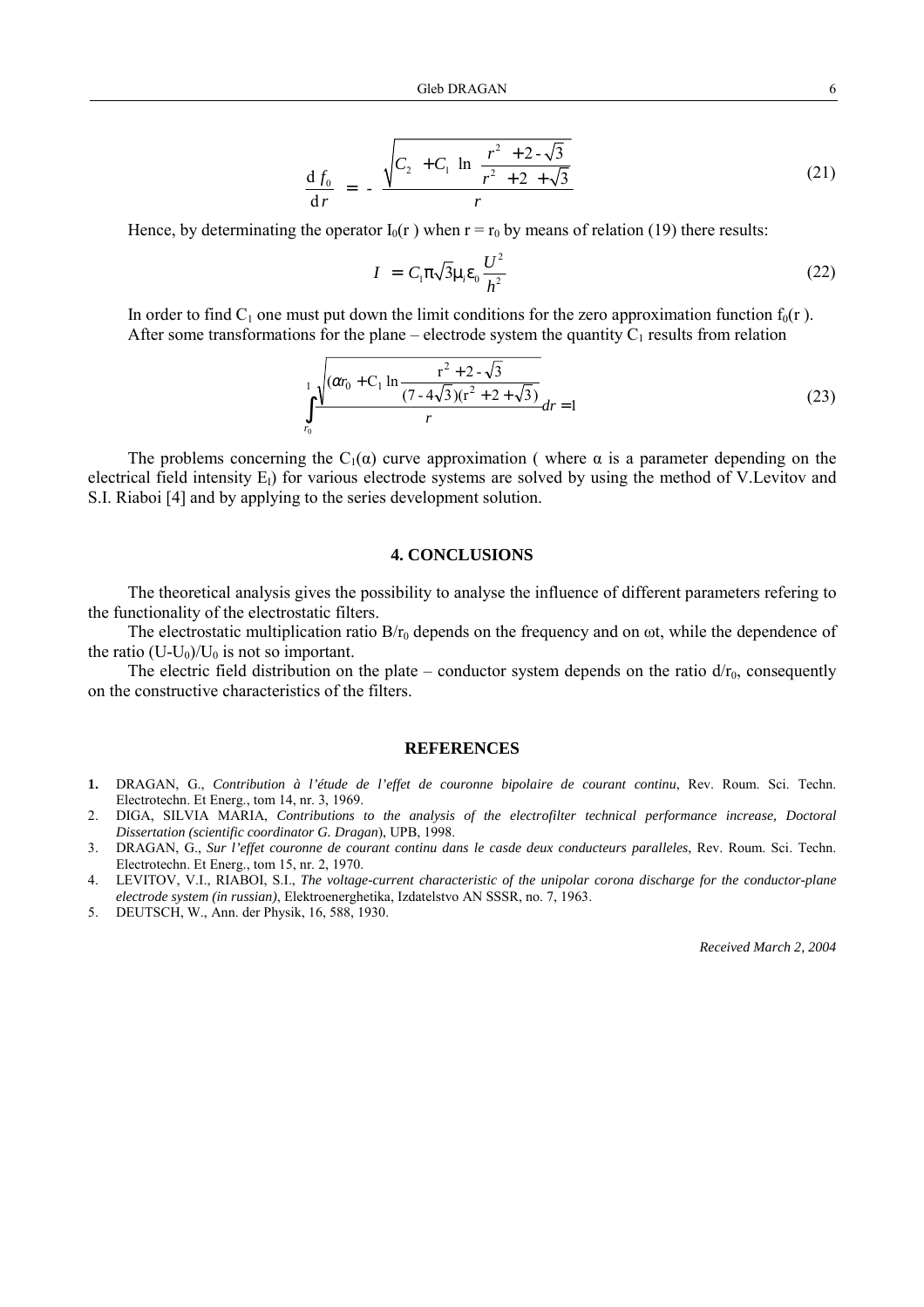$$\frac{\mathrm{d}\, f_0}{\mathrm{d}\, r} = -\frac{\sqrt{C_2 + C_1 \ln \dfrac{r^2 + 2 - \sqrt{3}}{r^2 + 2 + \sqrt{3}}}}{r} \tag{21}$$

Hence, by determinating the operator $I_0(r)$ when $r = r_0$ by means of relation (19) there results:

$$I = C_1 \pi \sqrt{3} \mu_i \varepsilon_0 \frac{U^2}{h^2} \tag{22}$$

In order to find $C_1$ one must put down the limit conditions for the zero approximation function $f_0(r)$. After some transformations for the plane – electrode system the quantity $C_1$ results from relation

$$\int_{r_0}^{1} \frac{\sqrt{(\alpha r_0 + C_1 \ln \dfrac{r^2 + 2 - \sqrt{3}}{(7 - 4\sqrt{3})(r^2 + 2 + \sqrt{3})}}}{r} dr = 1 \tag{23}$$

The problems concerning the $C_1(\alpha)$ curve approximation ( where α is a parameter depending on the electrical field intensity $E_I$) for various electrode systems are solved by using the method of V.Levitov and S.I. Riaboi [4] and by applying to the series development solution.

## 4. CONCLUSIONS

The theoretical analysis gives the possibility to analyse the influence of different parameters refering to the functionality of the electrostatic filters.

The electrostatic multiplication ratio $B/r_0$ depends on the frequency and on $\omega t$, while the dependence of the ratio $(U-U_0)/U_0$ is not so important.

The electric field distribution on the plate – conductor system depends on the ratio $d/r_0$, consequently on the constructive characteristics of the filters.

## REFERENCES

1. DRAGAN, G., *Contribution à l'étude de l'effet de couronne bipolaire de courant continu*, Rev. Roum. Sci. Techn. Electrotechn. Et Energ., tom 14, nr. 3, 1969.
2. DIGA, SILVIA MARIA, *Contributions to the analysis of the electrofilter technical performance increase, Doctoral Dissertation (scientific coordinator G. Dragan)*, UPB, 1998.
3. DRAGAN, G., *Sur l'effet couronne de courant continu dans le casde deux conducteurs paralleles*, Rev. Roum. Sci. Techn. Electrotechn. Et Energ., tom 15, nr. 2, 1970.
4. LEVITOV, V.I., RIABOI, S.I., *The voltage-current characteristic of the unipolar corona discharge for the conductor-plane electrode system (in russian)*, Elektroenerghetika, Izdatelstvo AN SSSR, no. 7, 1963.
5. DEUTSCH, W., Ann. der Physik, 16, 588, 1930.

*Received March 2, 2004*